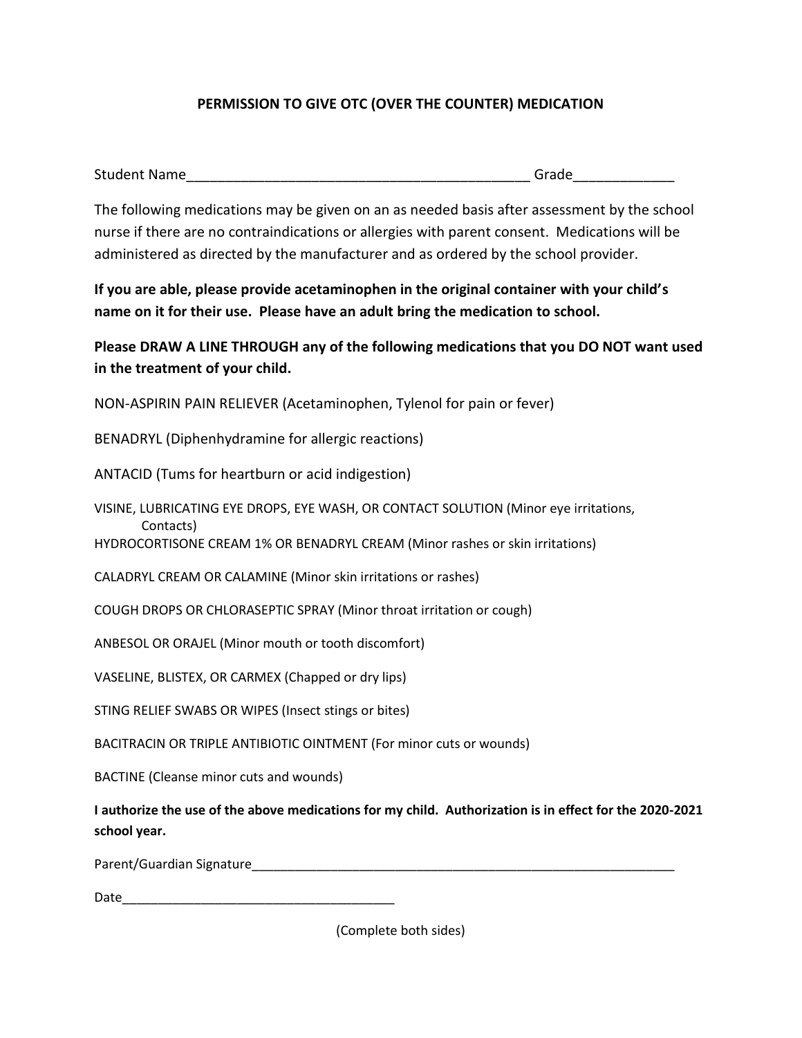## PERMISSION TO GIVE OTC (OVER THE COUNTER) MEDICATION

Student Name_____________________________________________ Grade_____________

The following medications may be given on an as needed basis after assessment by the school nurse if there are no contraindications or allergies with parent consent. Medications will be administered as directed by the manufacturer and as ordered by the school provider.

**If you are able, please provide acetaminophen in the original container with your child's name on it for their use. Please have an adult bring the medication to school.**

**Please DRAW A LINE THROUGH any of the following medications that you DO NOT want used in the treatment of your child.**

NON-ASPIRIN PAIN RELIEVER (Acetaminophen, Tylenol for pain or fever)

BENADRYL (Diphenhydramine for allergic reactions)

ANTACID (Tums for heartburn or acid indigestion)

VISINE, LUBRICATING EYE DROPS, EYE WASH, OR CONTACT SOLUTION (Minor eye irritations, Contacts)

HYDROCORTISONE CREAM 1% OR BENADRYL CREAM (Minor rashes or skin irritations)

CALADRYL CREAM OR CALAMINE (Minor skin irritations or rashes)

COUGH DROPS OR CHLORASEPTIC SPRAY (Minor throat irritation or cough)

ANBESOL OR ORAJEL (Minor mouth or tooth discomfort)

VASELINE, BLISTEX, OR CARMEX (Chapped or dry lips)

STING RELIEF SWABS OR WIPES (Insect stings or bites)

BACITRACIN OR TRIPLE ANTIBIOTIC OINTMENT (For minor cuts or wounds)

BACTINE (Cleanse minor cuts and wounds)

**I authorize the use of the above medications for my child. Authorization is in effect for the 2020-2021 school year.**

Parent/Guardian Signature_______________________________________________________________

Date_______________________________________

(Complete both sides)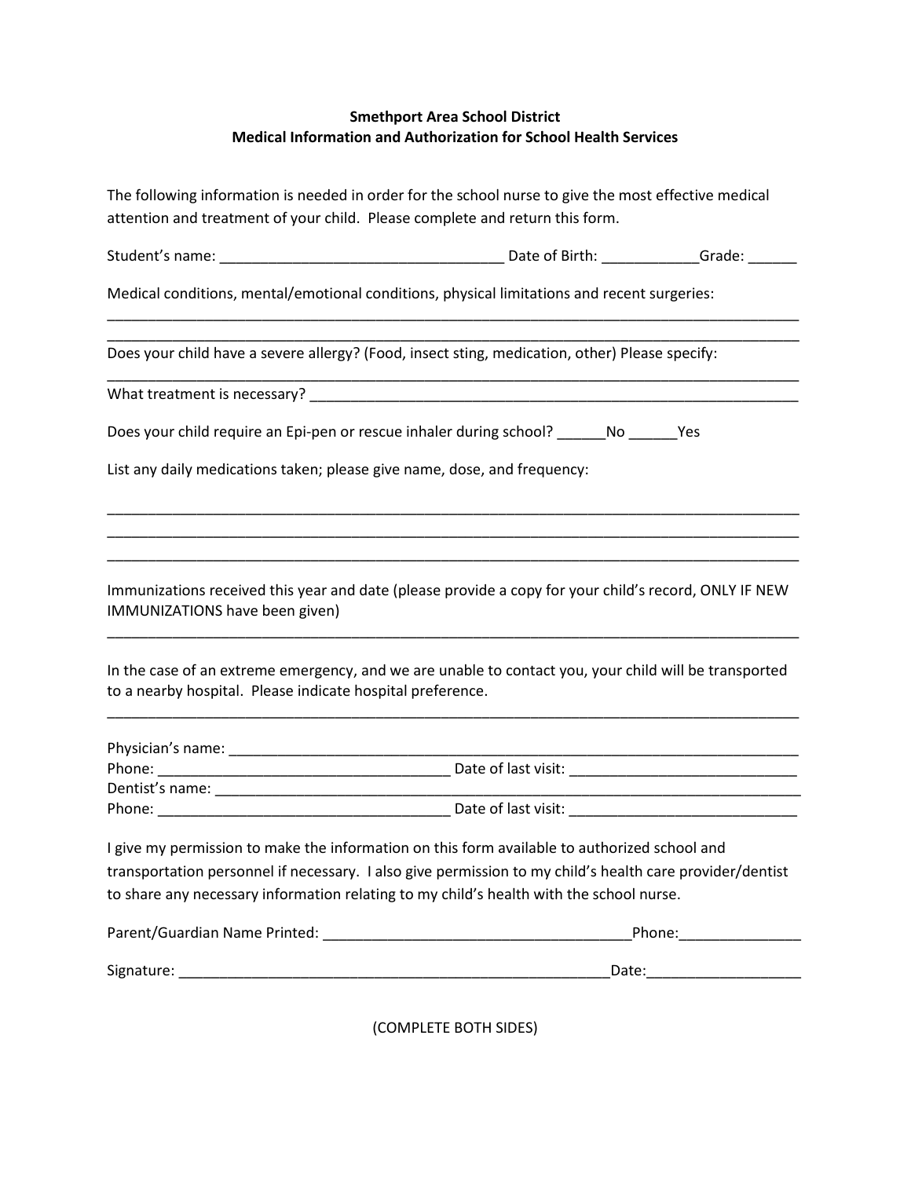**Smethport Area School District**
**Medical Information and Authorization for School Health Services**

The following information is needed in order for the school nurse to give the most effective medical attention and treatment of your child. Please complete and return this form.

Student's name: ___________________________________ Date of Birth: ____________Grade: ______

Medical conditions, mental/emotional conditions, physical limitations and recent surgeries:

_________________________________________________________________________________________

_________________________________________________________________________________________

Does your child have a severe allergy? (Food, insect sting, medication, other) Please specify:

_________________________________________________________________________________________

What treatment is necessary? _______________________________________________________________

Does your child require an Epi-pen or rescue inhaler during school? ______No ______Yes

List any daily medications taken; please give name, dose, and frequency:

_________________________________________________________________________________________

_________________________________________________________________________________________

_________________________________________________________________________________________

Immunizations received this year and date (please provide a copy for your child's record, ONLY IF NEW IMMUNIZATIONS have been given)

_________________________________________________________________________________________

In the case of an extreme emergency, and we are unable to contact you, your child will be transported to a nearby hospital. Please indicate hospital preference.

_________________________________________________________________________________________

Physician's name: _________________________________________________________________________

Phone: ___________________________________ Date of last visit: ____________________________

Dentist's name: ___________________________________________________________________________

Phone: ___________________________________ Date of last visit: ____________________________

I give my permission to make the information on this form available to authorized school and transportation personnel if necessary. I also give permission to my child's health care provider/dentist to share any necessary information relating to my child's health with the school nurse.

Parent/Guardian Name Printed: ______________________________________Phone:_______________

Signature: ______________________________________________________Date:___________________

(COMPLETE BOTH SIDES)